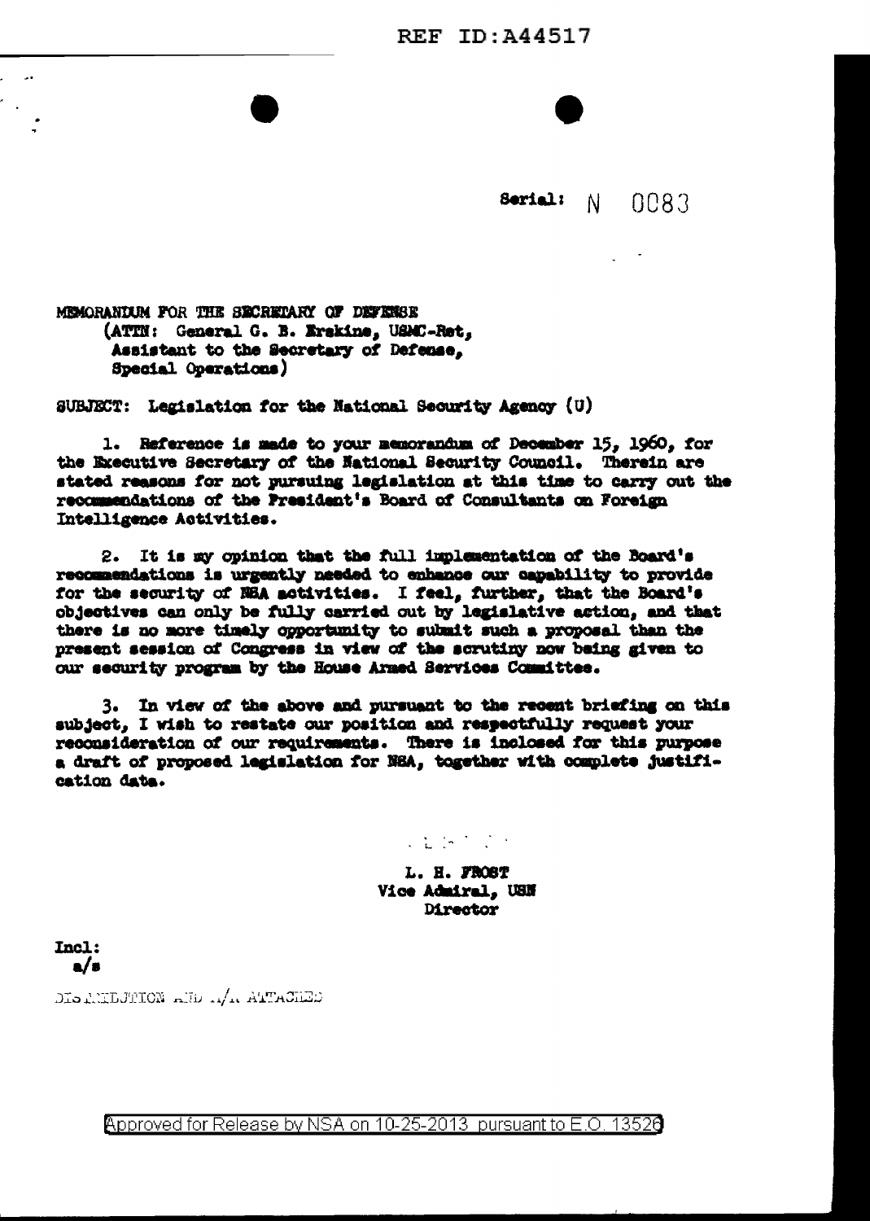REF ID:A44517

Serial: N 0083

MEMORANDUM FOR THE SECRETARY OF DEFENSE
(ATTN: General G. B. Erskine, USMC-Ret,
Assistant to the Secretary of Defense,
Special Operations)

SUBJECT: Legislation for the National Security Agency (U)

1. Reference is made to your memorandum of December 15, 1960, for the Executive Secretary of the National Security Council. Therein are stated reasons for not pursuing legislation at this time to carry out the recommendations of the President's Board of Consultants on Foreign Intelligence Activities.

2. It is my opinion that the full implementation of the Board's recommendations is urgently needed to enhance our capability to provide for the security of NSA activities. I feel, further, that the Board's objectives can only be fully carried out by legislative action, and that there is no more timely opportunity to submit such a proposal than the present session of Congress in view of the scrutiny now being given to our security program by the House Armed Services Committee.

3. In view of the above and pursuant to the recent briefing on this subject, I wish to restate our position and respectfully request your reconsideration of our requirements. There is inclosed for this purpose a draft of proposed legislation for NSA, together with complete justification data.

L. H. FROST
Vice Admiral, USN
Director

Incl:
a/s

DISTRIBUTION AND A/A ATTACHED

Approved for Release by NSA on 10-25-2013 pursuant to E.O. 13526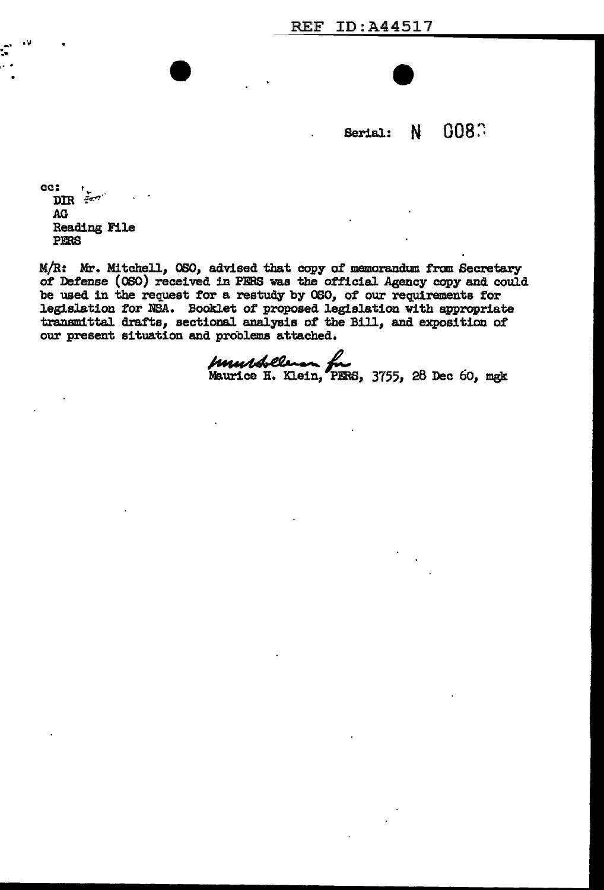Serial: N 0083

cc:
DIR
AG
Reading File
PERS

M/R: Mr. Mitchell, OSO, advised that copy of memorandum from Secretary of Defense (OSO) received in PERS was the official Agency copy and could be used in the request for a restudy by OSO, of our requirements for legislation for NSA. Booklet of proposed legislation with appropriate transmittal drafts, sectional analysis of the Bill, and exposition of our present situation and problems attached.

Maurice H. Klein, PERS, 3755, 28 Dec 60, mgk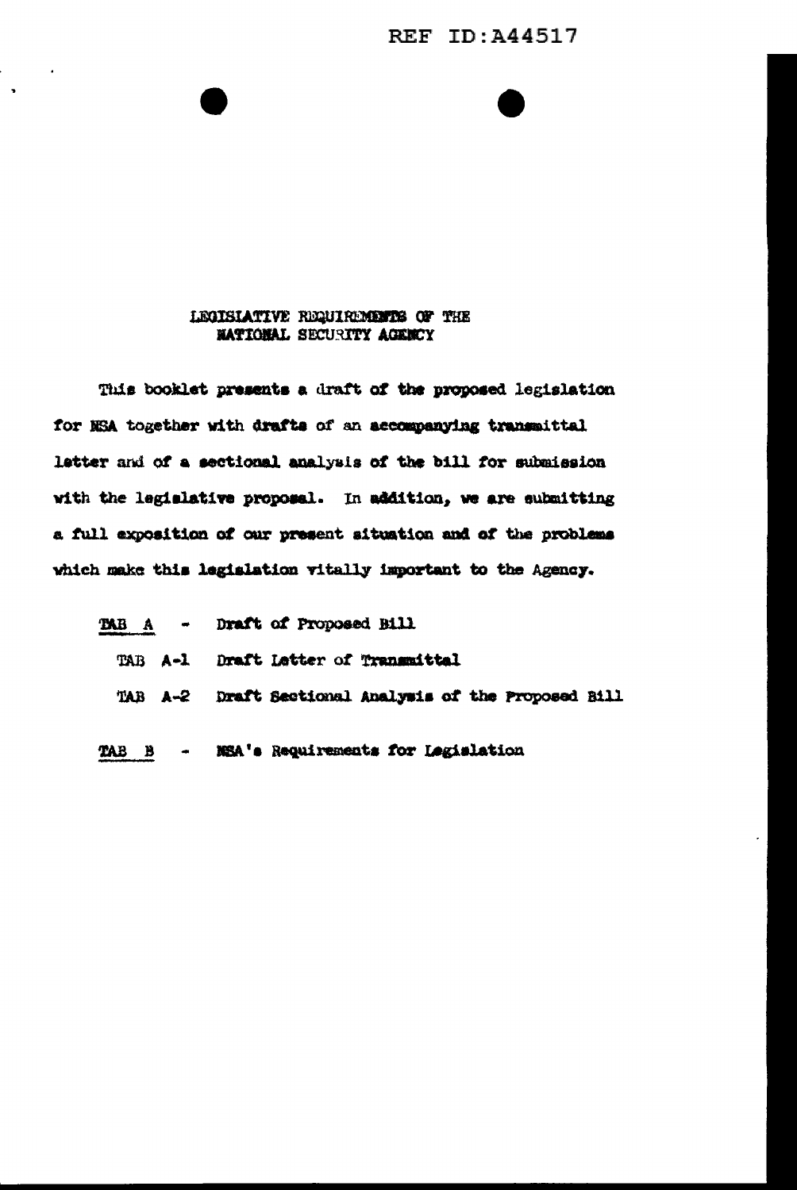# LEGISLATIVE REQUIREMENTS OF THE NATIONAL SECURITY AGENCY

This booklet presents a draft of the proposed legislation for NSA together with drafts of an accompanying transmittal letter and of a sectional analysis of the bill for submission with the legislative proposal. In addition, we are submitting a full exposition of our present situation and of the problems which make this legislation vitally important to the Agency.

TAB A - Draft of Proposed Bill

TAB A-1 Draft Letter of Transmittal

TAB A-2 Draft Sectional Analysis of the Proposed Bill

TAB B - NSA's Requirements for Legislation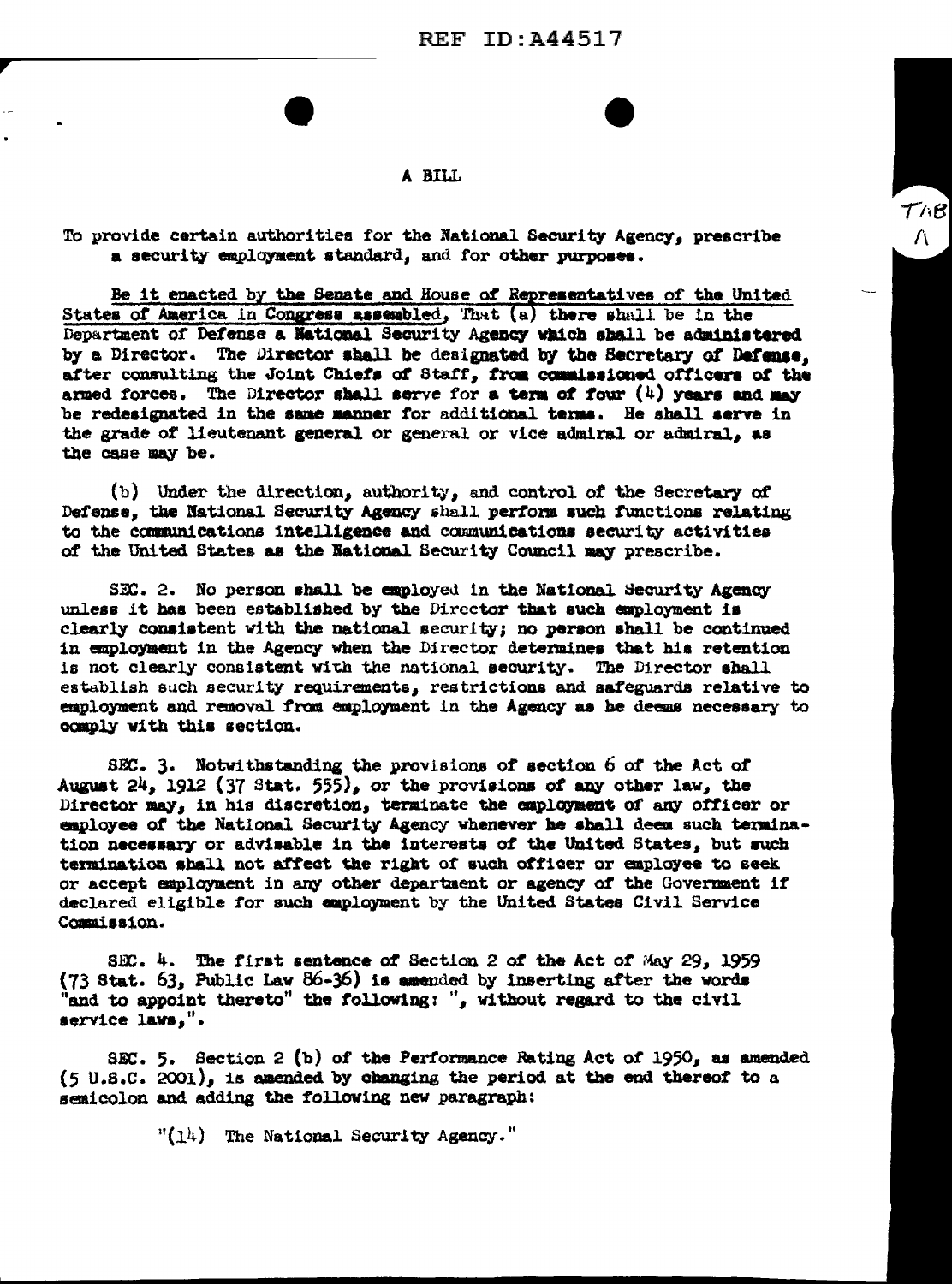REF ID:A44517

# A BILL

To provide certain authorities for the National Security Agency, prescribe a security employment standard, and for other purposes.

Be it enacted by the Senate and House of Representatives of the United States of America in Congress assembled, That (a) there shall be in the Department of Defense a National Security Agency which shall be administered by a Director. The Director shall be designated by the Secretary of Defense, after consulting the Joint Chiefs of Staff, from commissioned officers of the armed forces. The Director shall serve for a term of four (4) years and may be redesignated in the same manner for additional terms. He shall serve in the grade of lieutenant general or general or vice admiral or admiral, as the case may be.

(b) Under the direction, authority, and control of the Secretary of Defense, the National Security Agency shall perform such functions relating to the communications intelligence and communications security activities of the United States as the National Security Council may prescribe.

SEC. 2. No person shall be employed in the National Security Agency unless it has been established by the Director that such employment is clearly consistent with the national security; no person shall be continued in employment in the Agency when the Director determines that his retention is not clearly consistent with the national security. The Director shall establish such security requirements, restrictions and safeguards relative to employment and removal from employment in the Agency as he deems necessary to comply with this section.

SEC. 3. Notwithstanding the provisions of section 6 of the Act of August 24, 1912 (37 Stat. 555), or the provisions of any other law, the Director may, in his discretion, terminate the employment of any officer or employee of the National Security Agency whenever he shall deem such termination necessary or advisable in the interests of the United States, but such termination shall not affect the right of such officer or employee to seek or accept employment in any other department or agency of the Government if declared eligible for such employment by the United States Civil Service Commission.

SEC. 4. The first sentence of Section 2 of the Act of May 29, 1959 (73 Stat. 63, Public Law 86-36) is amended by inserting after the words "and to appoint thereto" the following: ", without regard to the civil service laws,".

SEC. 5. Section 2 (b) of the Performance Rating Act of 1950, as amended (5 U.S.C. 2001), is amended by changing the period at the end thereof to a semicolon and adding the following new paragraph:

"(14) The National Security Agency."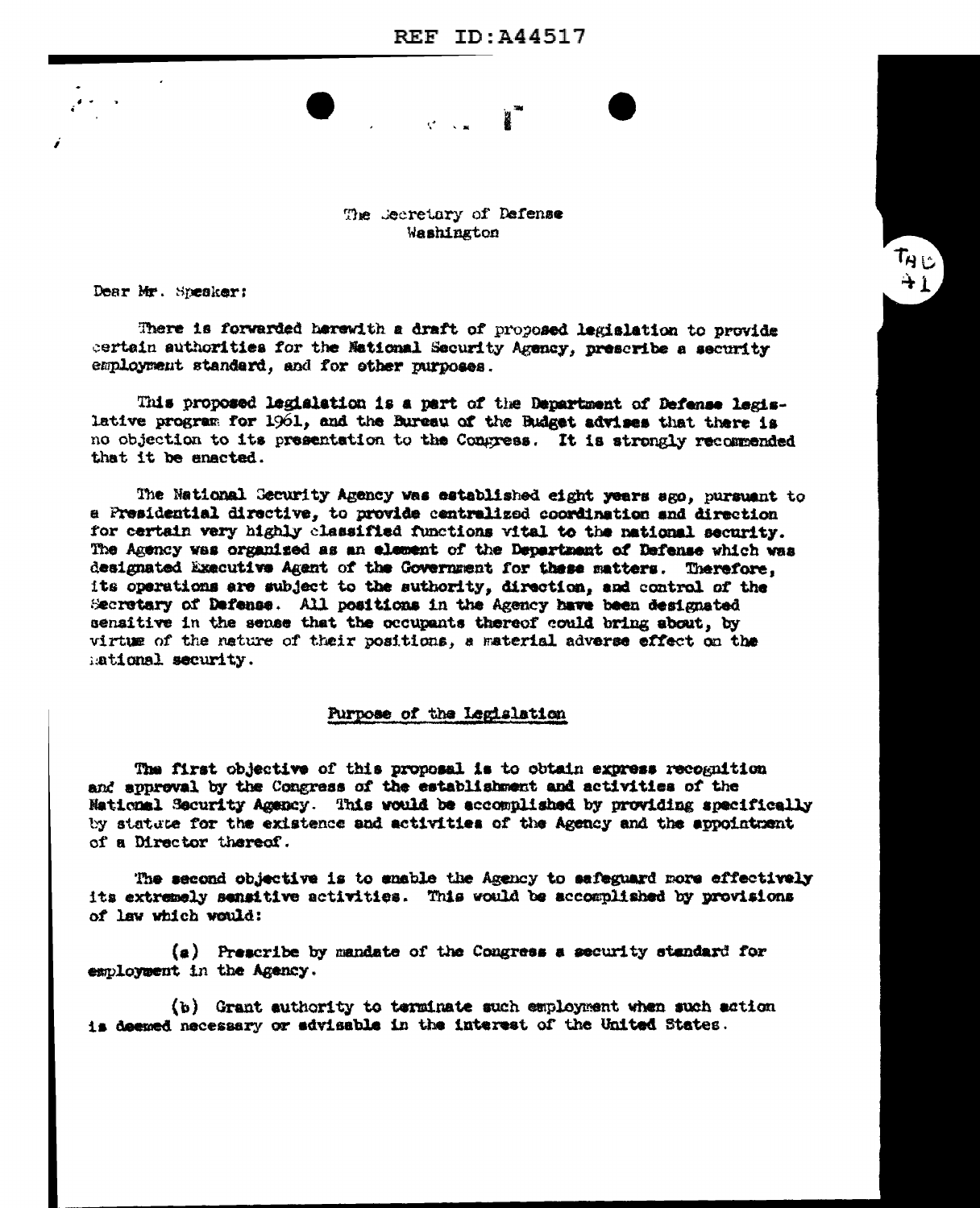The Secretary of Defense
Washington

Dear Mr. Speaker:

There is forwarded herewith a draft of proposed legislation to provide certain authorities for the National Security Agency, prescribe a security employment standard, and for other purposes.

This proposed legislation is a part of the Department of Defense legislative program for 1961, and the Bureau of the Budget advises that there is no objection to its presentation to the Congress. It is strongly recommended that it be enacted.

The National Security Agency was established eight years ago, pursuant to a Presidential directive, to provide centralized coordination and direction for certain very highly classified functions vital to the national security. The Agency was organized as an element of the Department of Defense which was designated Executive Agent of the Government for these matters. Therefore, its operations are subject to the authority, direction, and control of the Secretary of Defense. All positions in the Agency have been designated sensitive in the sense that the occupants thereof could bring about, by virtue of the nature of their positions, a material adverse effect on the national security.

## Purpose of the Legislation

The first objective of this proposal is to obtain express recognition and approval by the Congress of the establishment and activities of the National Security Agency. This would be accomplished by providing specifically by statute for the existence and activities of the Agency and the appointment of a Director thereof.

The second objective is to enable the Agency to safeguard more effectively its extremely sensitive activities. This would be accomplished by provisions of law which would:

(a) Prescribe by mandate of the Congress a security standard for employment in the Agency.

(b) Grant authority to terminate such employment when such action is deemed necessary or advisable in the interest of the United States.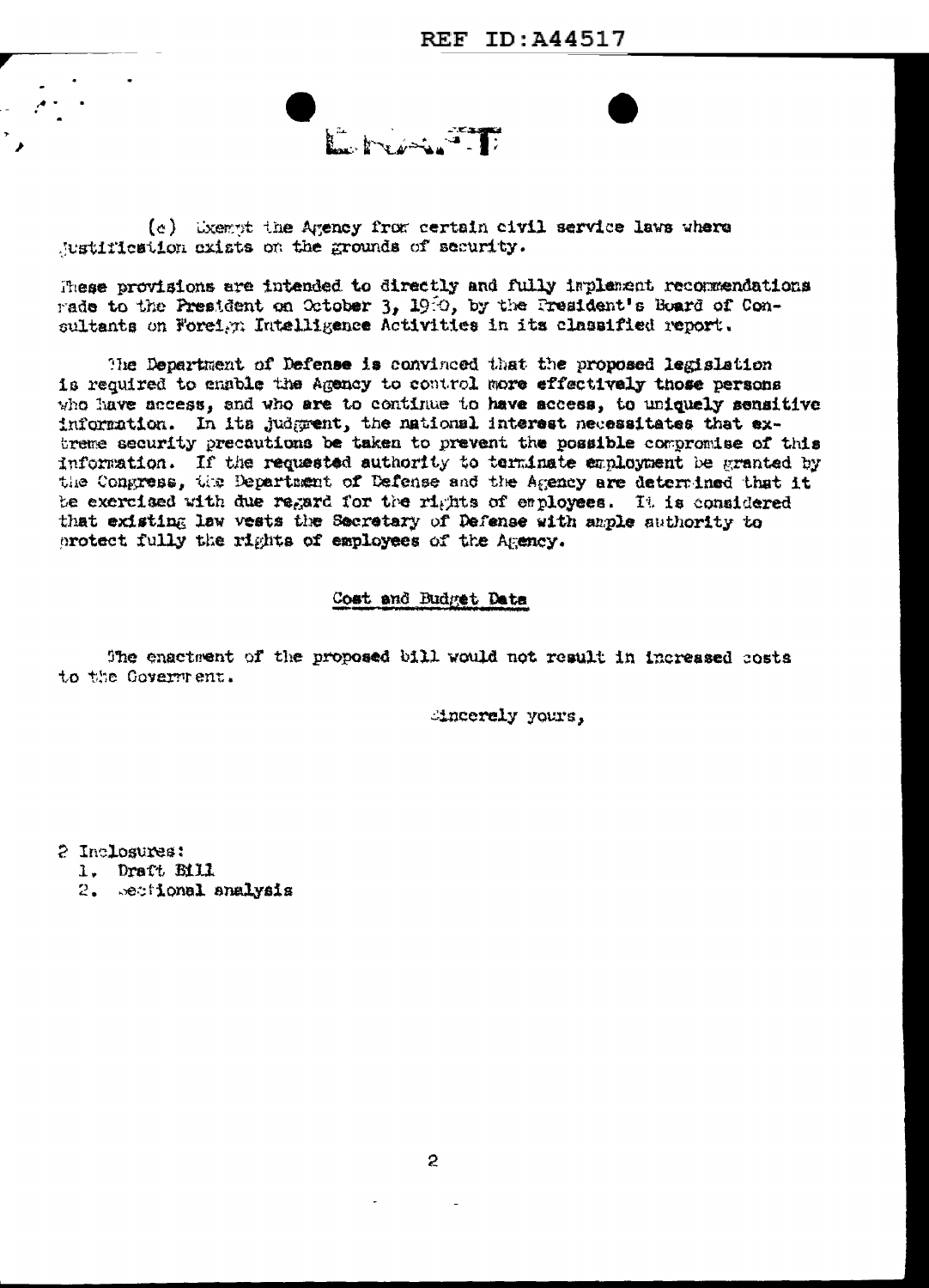DRAFT

(c) Exempt the Agency from certain civil service laws where justification exists on the grounds of security.

These provisions are intended to directly and fully implement recommendations made to the President on October 3, 1960, by the President's Board of Consultants on Foreign Intelligence Activities in its classified report.

The Department of Defense is convinced that the proposed legislation is required to enable the Agency to control more effectively those persons who have access, and who are to continue to have access, to uniquely sensitive information. In its judgment, the national interest necessitates that extreme security precautions be taken to prevent the possible compromise of this information. If the requested authority to terminate employment be granted by the Congress, the Department of Defense and the Agency are determined that it be exercised with due regard for the rights of employees. It is considered that existing law vests the Secretary of Defense with ample authority to protect fully the rights of employees of the Agency.

## Cost and Budget Data

The enactment of the proposed bill would not result in increased costs to the Government.

Sincerely yours,

2 Inclosures:
1. Draft Bill
2. Sectional analysis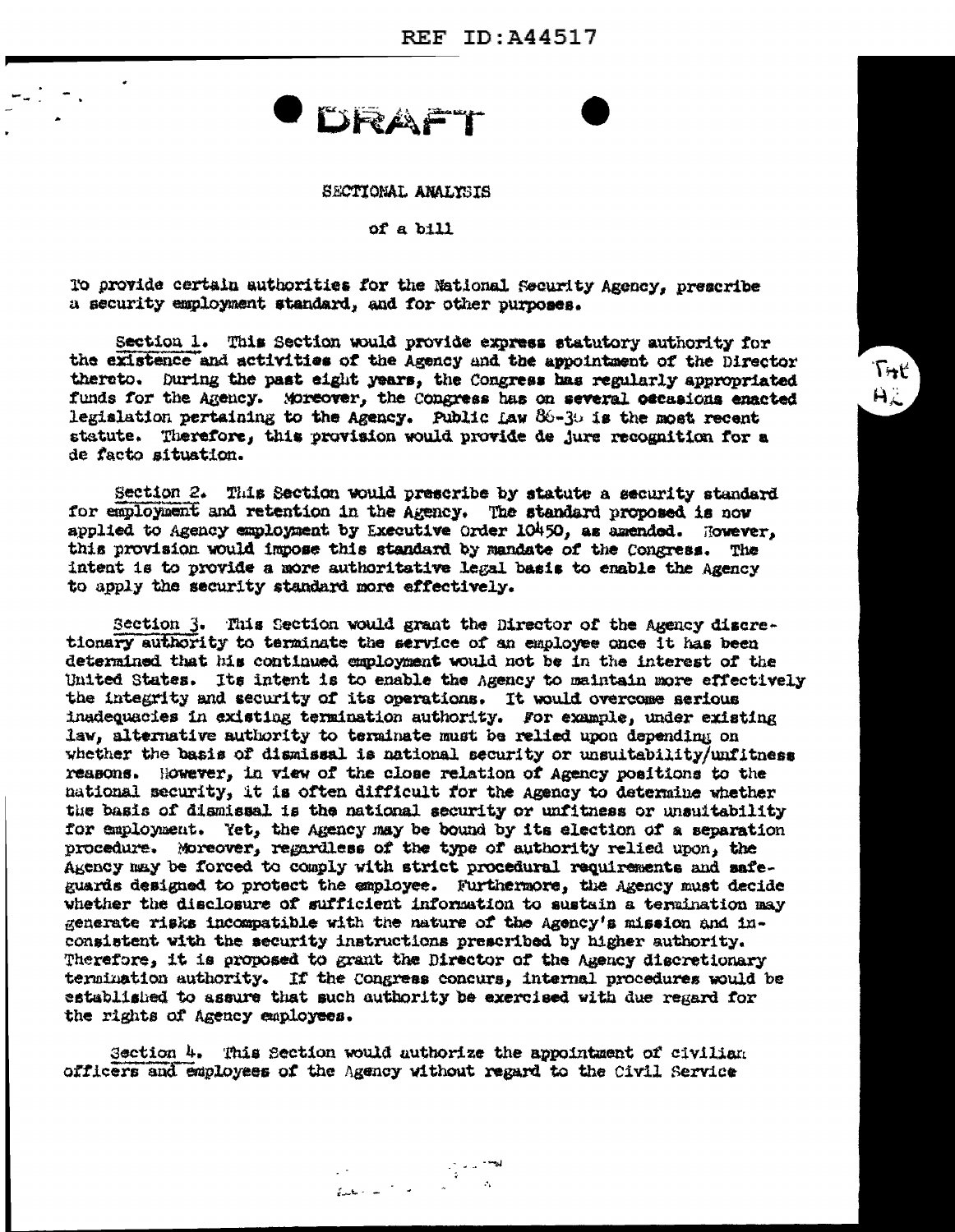REF ID:A44517

DRAFT

SECTIONAL ANALYSIS

of a bill

To provide certain authorities for the National Security Agency, prescribe a security employment standard, and for other purposes.

Section 1. This Section would provide express statutory authority for the existence and activities of the Agency and the appointment of the Director thereto. During the past eight years, the Congress has regularly appropriated funds for the Agency. Moreover, the Congress has on several occasions enacted legislation pertaining to the Agency. Public Law 86-36 is the most recent statute. Therefore, this provision would provide de jure recognition for a de facto situation.

Section 2. This Section would prescribe by statute a security standard for employment and retention in the Agency. The standard proposed is now applied to Agency employment by Executive Order 10450, as amended. However, this provision would impose this standard by mandate of the Congress. The intent is to provide a more authoritative legal basis to enable the Agency to apply the security standard more effectively.

Section 3. This Section would grant the Director of the Agency discretionary authority to terminate the service of an employee once it has been determined that his continued employment would not be in the interest of the United States. Its intent is to enable the Agency to maintain more effectively the integrity and security of its operations. It would overcome serious inadequacies in existing termination authority. For example, under existing law, alternative authority to terminate must be relied upon depending on whether the basis of dismissal is national security or unsuitability/unfitness reasons. However, in view of the close relation of Agency positions to the national security, it is often difficult for the Agency to determine whether the basis of dismissal is the national security or unfitness or unsuitability for employment. Yet, the Agency may be bound by its election of a separation procedure. Moreover, regardless of the type of authority relied upon, the Agency may be forced to comply with strict procedural requirements and safeguards designed to protect the employee. Furthermore, the Agency must decide whether the disclosure of sufficient information to sustain a termination may generate risks incompatible with the nature of the Agency's mission and inconsistent with the security instructions prescribed by higher authority. Therefore, it is proposed to grant the Director of the Agency discretionary termination authority. If the Congress concurs, internal procedures would be established to assure that such authority be exercised with due regard for the rights of Agency employees.

Section 4. This Section would authorize the appointment of civilian officers and employees of the Agency without regard to the Civil Service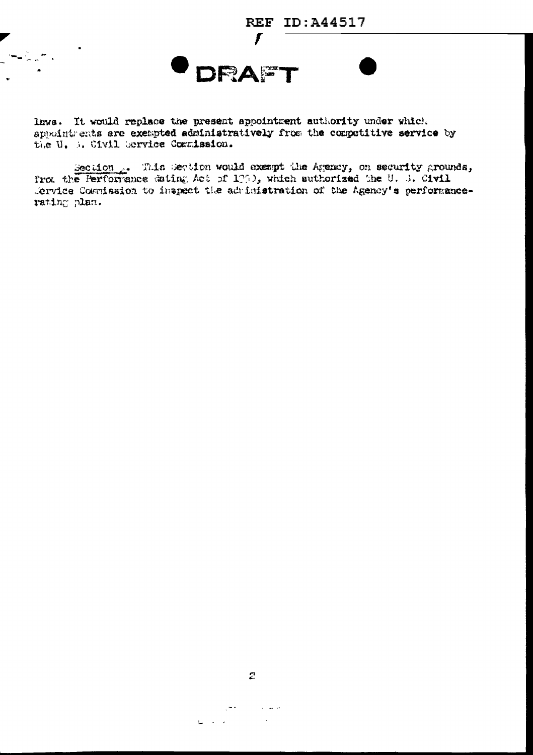REF ID:A44517

DRAFT

laws. It would replace the present appointment authority under which appointments are exempted administratively from the competitive service by the U. S. Civil Service Commission.

Section _. This Section would exempt the Agency, on security grounds, from the Performance Rating Act of 1950, which authorized the U. S. Civil Service Commission to inspect the administration of the Agency's performance-rating plan.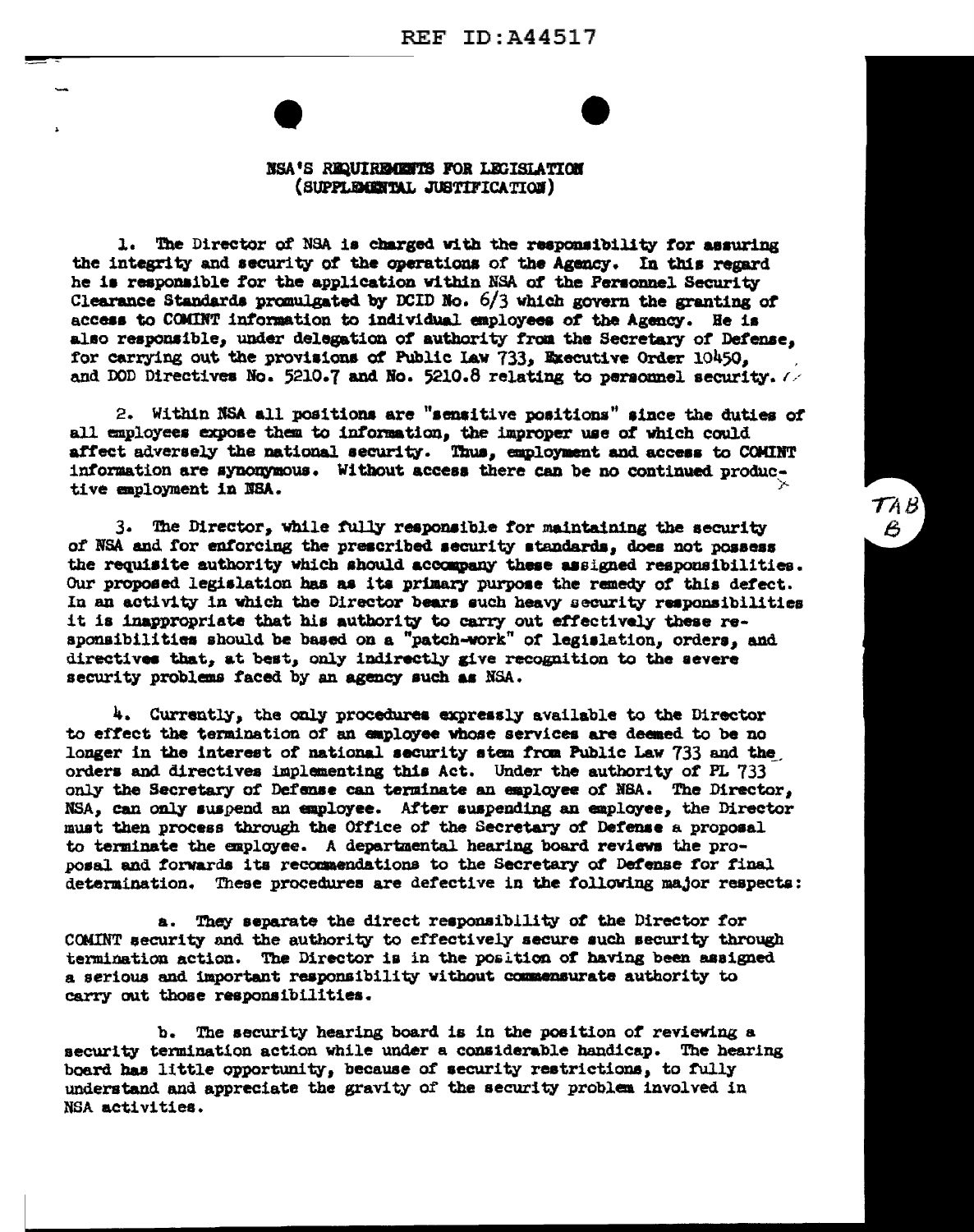# NSA'S REQUIREMENTS FOR LEGISLATION
## (SUPPLEMENTAL JUSTIFICATION)

1. The Director of NSA is charged with the responsibility for assuring the integrity and security of the operations of the Agency. In this regard he is responsible for the application within NSA of the Personnel Security Clearance Standards promulgated by DCID No. 6/3 which govern the granting of access to COMINT information to individual employees of the Agency. He is also responsible, under delegation of authority from the Secretary of Defense, for carrying out the provisions of Public Law 733, Executive Order 10450, and DOD Directives No. 5210.7 and No. 5210.8 relating to personnel security.

2. Within NSA all positions are "sensitive positions" since the duties of all employees expose them to information, the improper use of which could affect adversely the national security. Thus, employment and access to COMINT information are synonymous. Without access there can be no continued productive employment in NSA.

3. The Director, while fully responsible for maintaining the security of NSA and for enforcing the prescribed security standards, does not possess the requisite authority which should accompany these assigned responsibilities. Our proposed legislation has as its primary purpose the remedy of this defect. In an activity in which the Director bears such heavy security responsibilities it is inappropriate that his authority to carry out effectively these responsibilities should be based on a "patch-work" of legislation, orders, and directives that, at best, only indirectly give recognition to the severe security problems faced by an agency such as NSA.

4. Currently, the only procedures expressly available to the Director to effect the termination of an employee whose services are deemed to be no longer in the interest of national security stem from Public Law 733 and the orders and directives implementing this Act. Under the authority of PL 733 only the Secretary of Defense can terminate an employee of NSA. The Director, NSA, can only suspend an employee. After suspending an employee, the Director must then process through the Office of the Secretary of Defense a proposal to terminate the employee. A departmental hearing board reviews the proposal and forwards its recommendations to the Secretary of Defense for final determination. These procedures are defective in the following major respects:

a. They separate the direct responsibility of the Director for COMINT security and the authority to effectively secure such security through termination action. The Director is in the position of having been assigned a serious and important responsibility without commensurate authority to carry out those responsibilities.

b. The security hearing board is in the position of reviewing a security termination action while under a considerable handicap. The hearing board has little opportunity, because of security restrictions, to fully understand and appreciate the gravity of the security problem involved in NSA activities.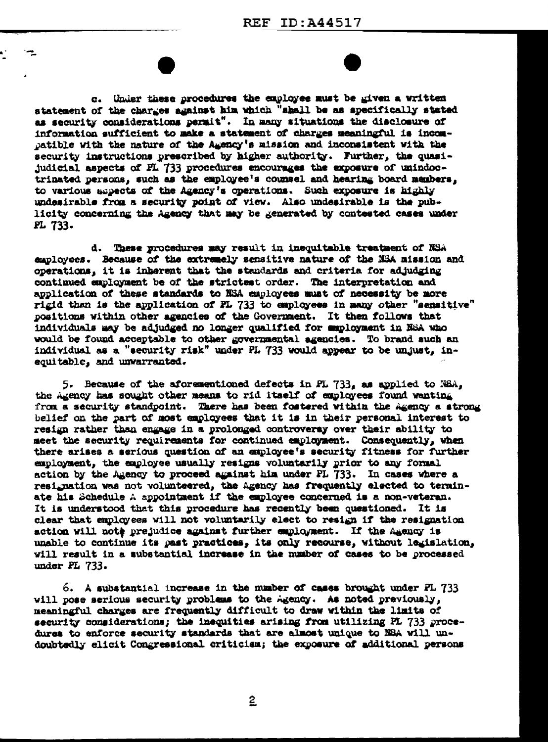c. Under these procedures the employee must be given a written statement of the charges against him which "shall be as specifically stated as security considerations permit". In many situations the disclosure of information sufficient to make a statement of charges meaningful is incompatible with the nature of the Agency's mission and inconsistent with the security instructions prescribed by higher authority. Further, the quasi-judicial aspects of PL 733 procedures encourages the exposure of unindoctrinated persons, such as the employee's counsel and hearing board members, to various aspects of the Agency's operations. Such exposure is highly undesirable from a security point of view. Also undesirable is the publicity concerning the Agency that may be generated by contested cases under PL 733.

d. These procedures may result in inequitable treatment of NSA employees. Because of the extremely sensitive nature of the NSA mission and operations, it is inherent that the standards and criteria for adjudging continued employment be of the strictest order. The interpretation and application of these standards to NSA employees must of necessity be more rigid than is the application of PL 733 to employees in many other "sensitive" positions within other agencies of the Government. It then follows that individuals may be adjudged no longer qualified for employment in NSA who would be found acceptable to other governmental agencies. To brand such an individual as a "security risk" under PL 733 would appear to be unjust, inequitable, and unwarranted.

5. Because of the aforementioned defects in PL 733, as applied to NSA, the Agency has sought other means to rid itself of employees found wanting from a security standpoint. There has been fostered within the Agency a strong belief on the part of most employees that it is in their personal interest to resign rather than engage in a prolonged controversy over their ability to meet the security requirements for continued employment. Consequently, when there arises a serious question of an employee's security fitness for further employment, the employee usually resigns voluntarily prior to any formal action by the Agency to proceed against him under PL 733. In cases where a resignation was not volunteered, the Agency has frequently elected to terminate his Schedule A appointment if the employee concerned is a non-veteran. It is understood that this procedure has recently been questioned. It is clear that employees will not voluntarily elect to resign if the resignation action will not prejudice against further employment. If the Agency is unable to continue its past practices, its only recourse, without legislation, will result in a substantial increase in the number of cases to be processed under PL 733.

6. A substantial increase in the number of cases brought under PL 733 will pose serious security problems to the Agency. As noted previously, meaningful charges are frequently difficult to draw within the limits of security considerations; the inequities arising from utilizing PL 733 procedures to enforce security standards that are almost unique to NSA will undoubtedly elicit Congressional criticism; the exposure of additional persons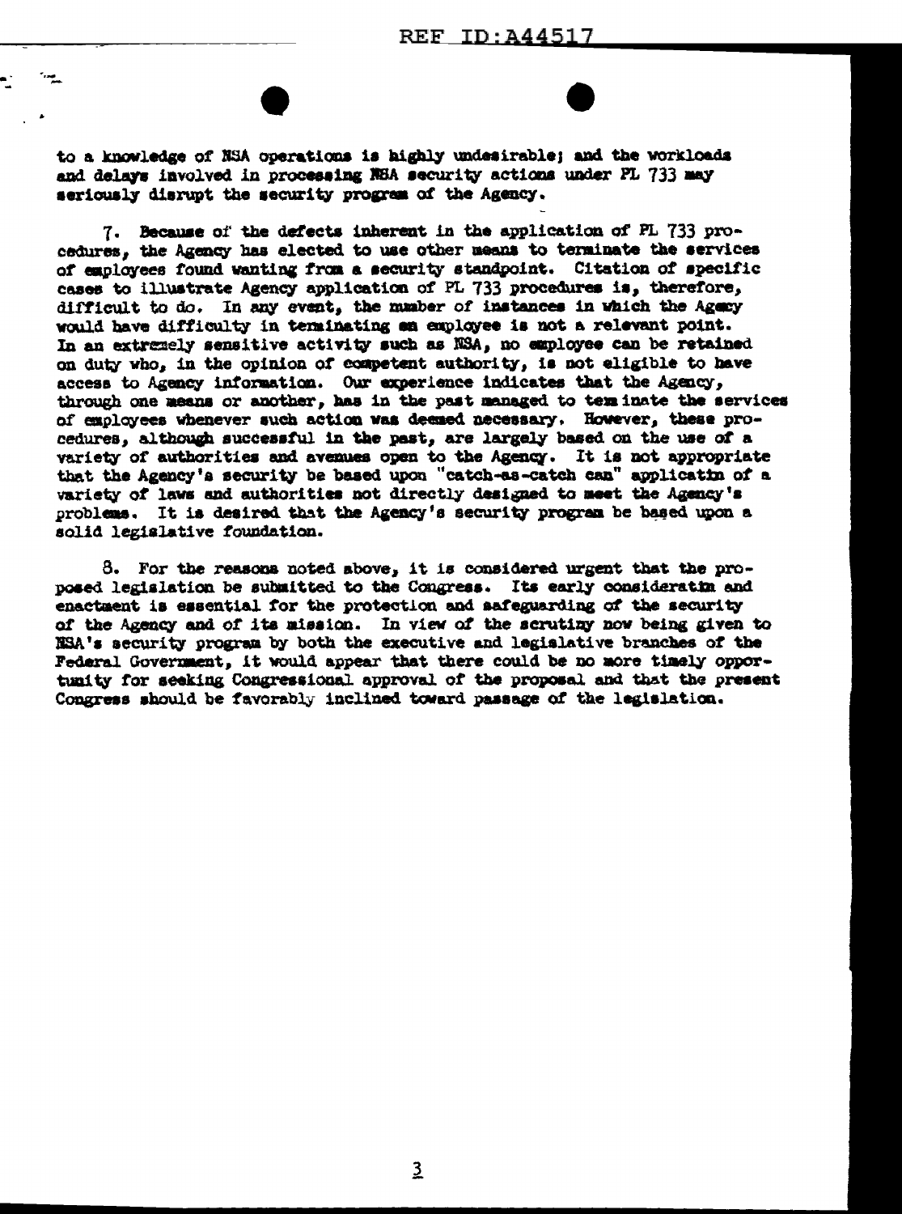to a knowledge of NSA operations is highly undesirable; and the workloads and delays involved in processing NSA security actions under PL 733 may seriously disrupt the security program of the Agency.

7. Because of the defects inherent in the application of PL 733 procedures, the Agency has elected to use other means to terminate the services of employees found wanting from a security standpoint. Citation of specific cases to illustrate Agency application of PL 733 procedures is, therefore, difficult to do. In any event, the number of instances in which the Agecy would have difficulty in terminating an employee is not a relevant point. In an extremely sensitive activity such as NSA, no employee can be retained on duty who, in the opinion of competent authority, is not eligible to have access to Agency information. Our experience indicates that the Agency, through one means or another, has in the past managed to terminate the services of employees whenever such action was deemed necessary. However, these procedures, although successful in the past, are largely based on the use of a variety of authorities and avenues open to the Agency. It is not appropriate that the Agency's security be based upon "catch-as-catch can" applicatin of a variety of laws and authorities not directly designed to meet the Agency's problems. It is desired that the Agency's security program be based upon a solid legislative foundation.

8. For the reasons noted above, it is considered urgent that the proposed legislation be submitted to the Congress. Its early consideratin and enactment is essential for the protection and safeguarding of the security of the Agency and of its mission. In view of the scrutiny now being given to NSA's security program by both the executive and legislative branches of the Federal Government, it would appear that there could be no more timely opportunity for seeking Congressional approval of the proposal and that the present Congress should be favorably inclined toward passage of the legislation.